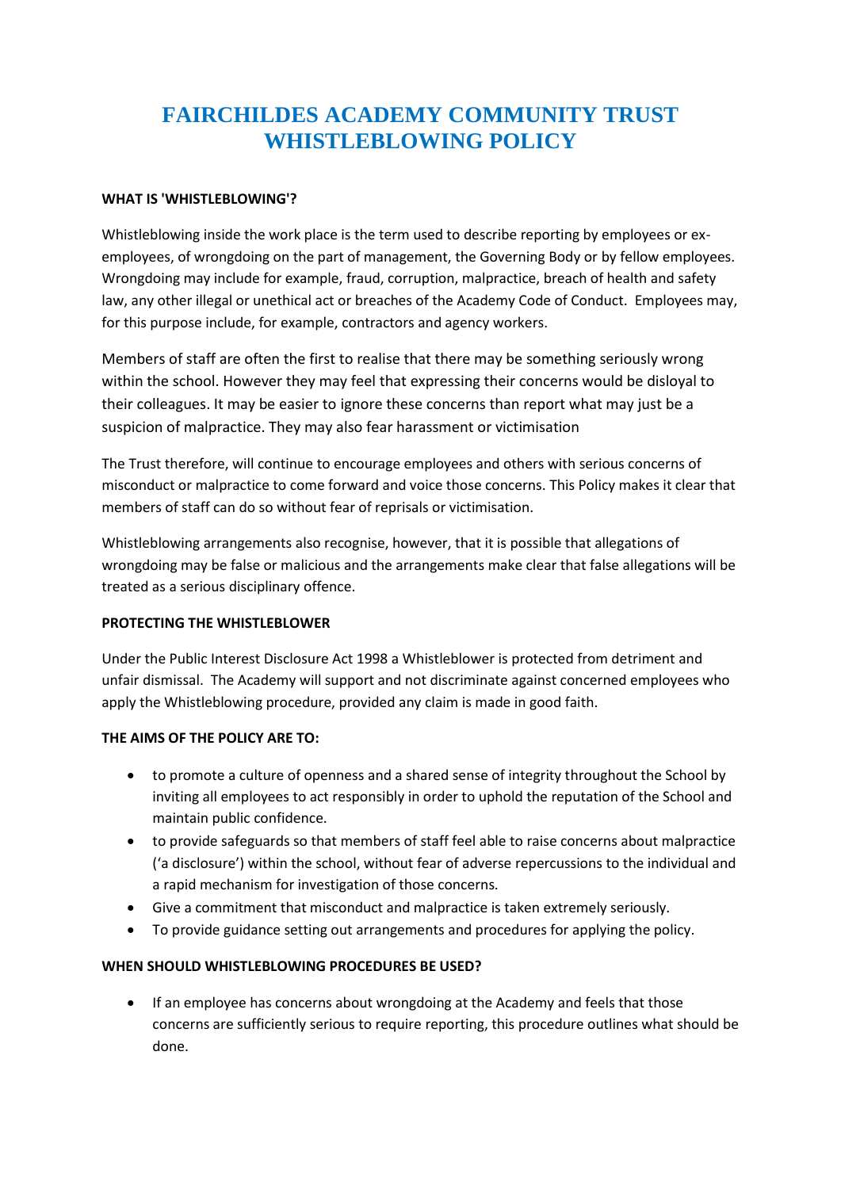# FAIRCHILDES ACADEMY COMMUNITY TRUST WHISTLEBLOWING POLICY

**WHAT IS 'WHISTLEBLOWING'?**

Whistleblowing inside the work place is the term used to describe reporting by employees or ex-employees, of wrongdoing on the part of management, the Governing Body or by fellow employees. Wrongdoing may include for example, fraud, corruption, malpractice, breach of health and safety law, any other illegal or unethical act or breaches of the Academy Code of Conduct. Employees may, for this purpose include, for example, contractors and agency workers.

Members of staff are often the first to realise that there may be something seriously wrong within the school. However they may feel that expressing their concerns would be disloyal to their colleagues. It may be easier to ignore these concerns than report what may just be a suspicion of malpractice. They may also fear harassment or victimisation

The Trust therefore, will continue to encourage employees and others with serious concerns of misconduct or malpractice to come forward and voice those concerns. This Policy makes it clear that members of staff can do so without fear of reprisals or victimisation.

Whistleblowing arrangements also recognise, however, that it is possible that allegations of wrongdoing may be false or malicious and the arrangements make clear that false allegations will be treated as a serious disciplinary offence.

**PROTECTING THE WHISTLEBLOWER**

Under the Public Interest Disclosure Act 1998 a Whistleblower is protected from detriment and unfair dismissal. The Academy will support and not discriminate against concerned employees who apply the Whistleblowing procedure, provided any claim is made in good faith.

**THE AIMS OF THE POLICY ARE TO:**

- to promote a culture of openness and a shared sense of integrity throughout the School by inviting all employees to act responsibly in order to uphold the reputation of the School and maintain public confidence.
- to provide safeguards so that members of staff feel able to raise concerns about malpractice ('a disclosure') within the school, without fear of adverse repercussions to the individual and a rapid mechanism for investigation of those concerns.
- Give a commitment that misconduct and malpractice is taken extremely seriously.
- To provide guidance setting out arrangements and procedures for applying the policy.

**WHEN SHOULD WHISTLEBLOWING PROCEDURES BE USED?**

- If an employee has concerns about wrongdoing at the Academy and feels that those concerns are sufficiently serious to require reporting, this procedure outlines what should be done.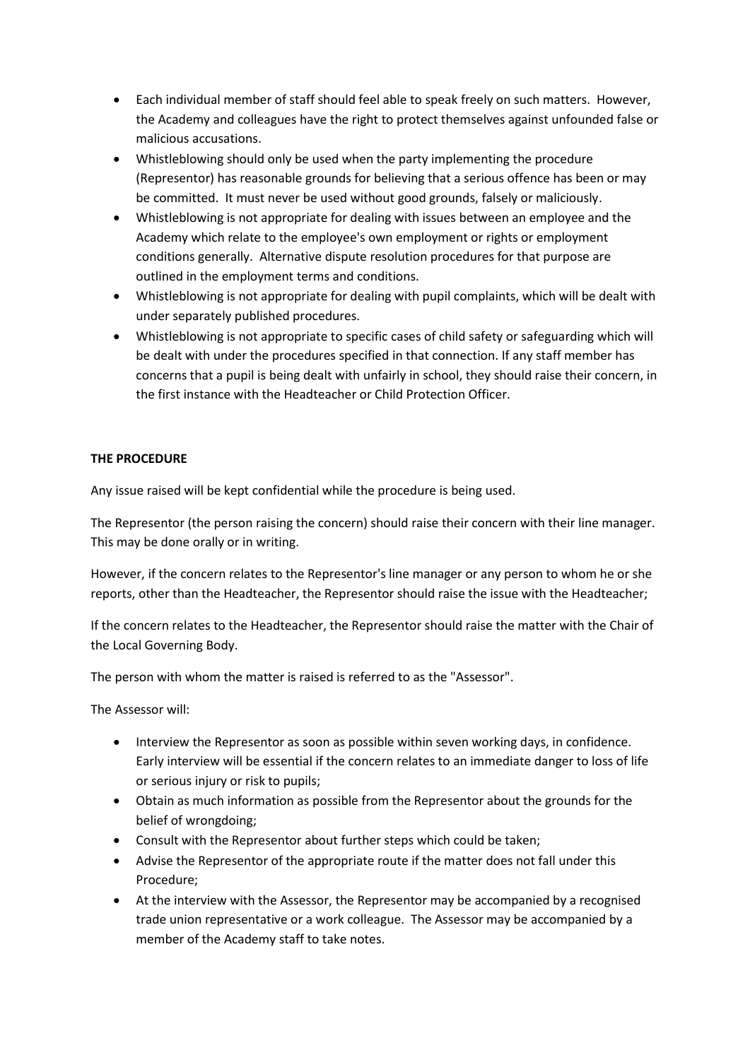- Each individual member of staff should feel able to speak freely on such matters. However, the Academy and colleagues have the right to protect themselves against unfounded false or malicious accusations.
- Whistleblowing should only be used when the party implementing the procedure (Representor) has reasonable grounds for believing that a serious offence has been or may be committed. It must never be used without good grounds, falsely or maliciously.
- Whistleblowing is not appropriate for dealing with issues between an employee and the Academy which relate to the employee's own employment or rights or employment conditions generally. Alternative dispute resolution procedures for that purpose are outlined in the employment terms and conditions.
- Whistleblowing is not appropriate for dealing with pupil complaints, which will be dealt with under separately published procedures.
- Whistleblowing is not appropriate to specific cases of child safety or safeguarding which will be dealt with under the procedures specified in that connection. If any staff member has concerns that a pupil is being dealt with unfairly in school, they should raise their concern, in the first instance with the Headteacher or Child Protection Officer.

**THE PROCEDURE**

Any issue raised will be kept confidential while the procedure is being used.

The Representor (the person raising the concern) should raise their concern with their line manager. This may be done orally or in writing.

However, if the concern relates to the Representor's line manager or any person to whom he or she reports, other than the Headteacher, the Representor should raise the issue with the Headteacher;

If the concern relates to the Headteacher, the Representor should raise the matter with the Chair of the Local Governing Body.

The person with whom the matter is raised is referred to as the "Assessor".

The Assessor will:

- Interview the Representor as soon as possible within seven working days, in confidence. Early interview will be essential if the concern relates to an immediate danger to loss of life or serious injury or risk to pupils;
- Obtain as much information as possible from the Representor about the grounds for the belief of wrongdoing;
- Consult with the Representor about further steps which could be taken;
- Advise the Representor of the appropriate route if the matter does not fall under this Procedure;
- At the interview with the Assessor, the Representor may be accompanied by a recognised trade union representative or a work colleague. The Assessor may be accompanied by a member of the Academy staff to take notes.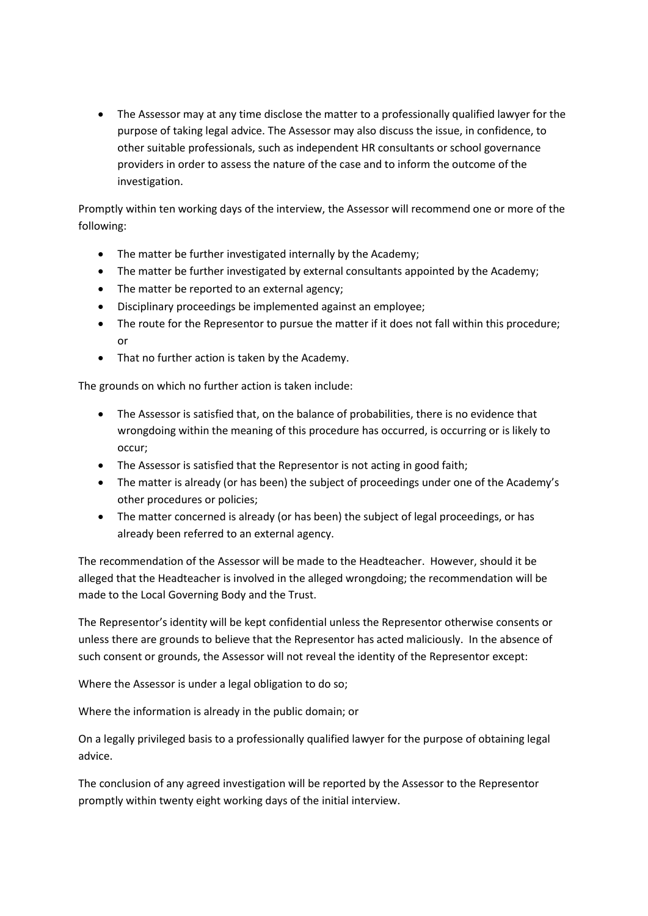- The Assessor may at any time disclose the matter to a professionally qualified lawyer for the purpose of taking legal advice. The Assessor may also discuss the issue, in confidence, to other suitable professionals, such as independent HR consultants or school governance providers in order to assess the nature of the case and to inform the outcome of the investigation.

Promptly within ten working days of the interview, the Assessor will recommend one or more of the following:

- The matter be further investigated internally by the Academy;
- The matter be further investigated by external consultants appointed by the Academy;
- The matter be reported to an external agency;
- Disciplinary proceedings be implemented against an employee;
- The route for the Representor to pursue the matter if it does not fall within this procedure; or
- That no further action is taken by the Academy.

The grounds on which no further action is taken include:

- The Assessor is satisfied that, on the balance of probabilities, there is no evidence that wrongdoing within the meaning of this procedure has occurred, is occurring or is likely to occur;
- The Assessor is satisfied that the Representor is not acting in good faith;
- The matter is already (or has been) the subject of proceedings under one of the Academy's other procedures or policies;
- The matter concerned is already (or has been) the subject of legal proceedings, or has already been referred to an external agency.

The recommendation of the Assessor will be made to the Headteacher. However, should it be alleged that the Headteacher is involved in the alleged wrongdoing; the recommendation will be made to the Local Governing Body and the Trust.

The Representor's identity will be kept confidential unless the Representor otherwise consents or unless there are grounds to believe that the Representor has acted maliciously. In the absence of such consent or grounds, the Assessor will not reveal the identity of the Representor except:

Where the Assessor is under a legal obligation to do so;

Where the information is already in the public domain; or

On a legally privileged basis to a professionally qualified lawyer for the purpose of obtaining legal advice.

The conclusion of any agreed investigation will be reported by the Assessor to the Representor promptly within twenty eight working days of the initial interview.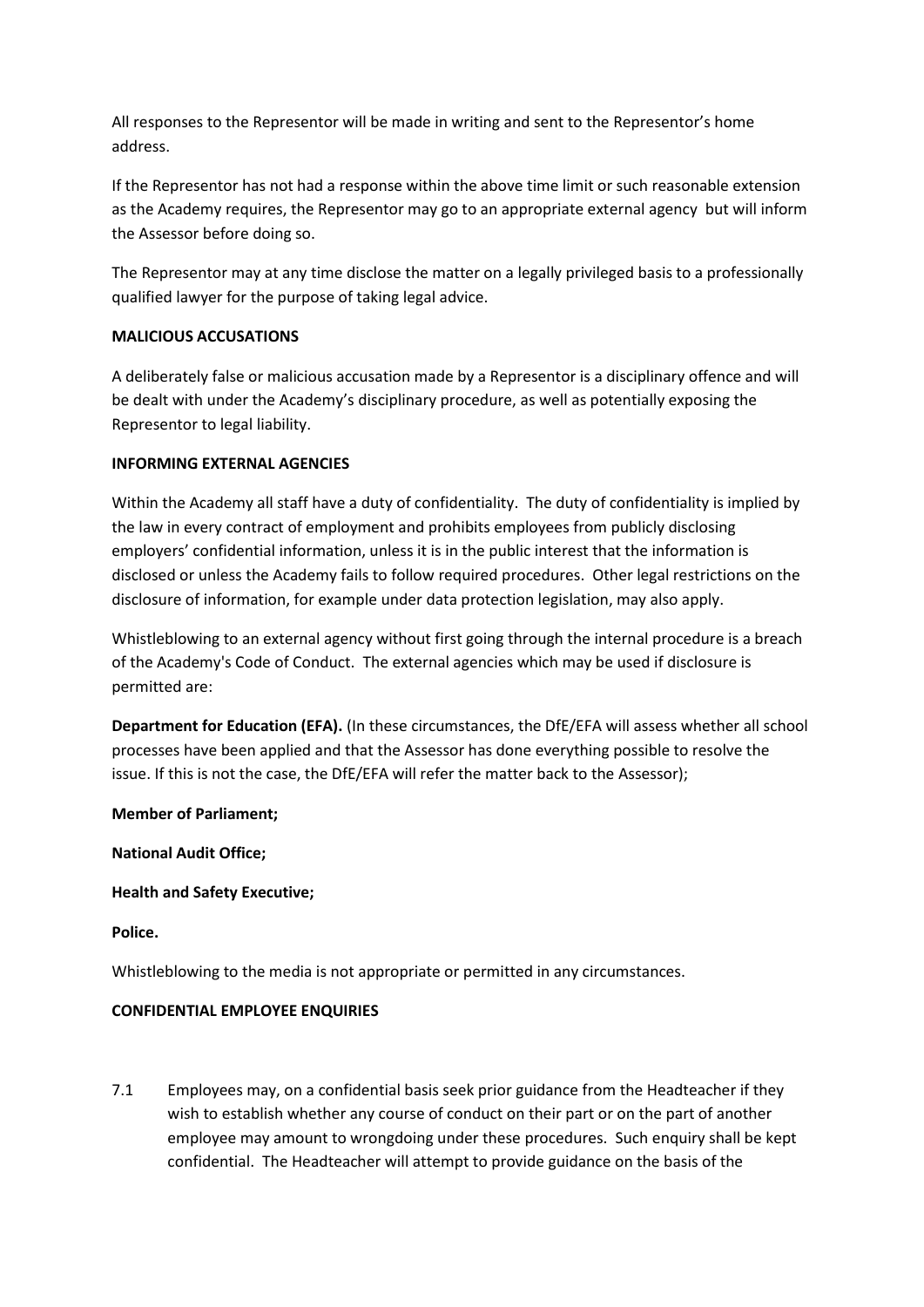All responses to the Representor will be made in writing and sent to the Representor's home address.

If the Representor has not had a response within the above time limit or such reasonable extension as the Academy requires, the Representor may go to an appropriate external agency but will inform the Assessor before doing so.

The Representor may at any time disclose the matter on a legally privileged basis to a professionally qualified lawyer for the purpose of taking legal advice.

**MALICIOUS ACCUSATIONS**

A deliberately false or malicious accusation made by a Representor is a disciplinary offence and will be dealt with under the Academy's disciplinary procedure, as well as potentially exposing the Representor to legal liability.

**INFORMING EXTERNAL AGENCIES**

Within the Academy all staff have a duty of confidentiality. The duty of confidentiality is implied by the law in every contract of employment and prohibits employees from publicly disclosing employers' confidential information, unless it is in the public interest that the information is disclosed or unless the Academy fails to follow required procedures. Other legal restrictions on the disclosure of information, for example under data protection legislation, may also apply.

Whistleblowing to an external agency without first going through the internal procedure is a breach of the Academy's Code of Conduct. The external agencies which may be used if disclosure is permitted are:

**Department for Education (EFA).** (In these circumstances, the DfE/EFA will assess whether all school processes have been applied and that the Assessor has done everything possible to resolve the issue. If this is not the case, the DfE/EFA will refer the matter back to the Assessor);

**Member of Parliament;**

**National Audit Office;**

**Health and Safety Executive;**

**Police.**

Whistleblowing to the media is not appropriate or permitted in any circumstances.

**CONFIDENTIAL EMPLOYEE ENQUIRIES**

7.1 Employees may, on a confidential basis seek prior guidance from the Headteacher if they wish to establish whether any course of conduct on their part or on the part of another employee may amount to wrongdoing under these procedures. Such enquiry shall be kept confidential. The Headteacher will attempt to provide guidance on the basis of the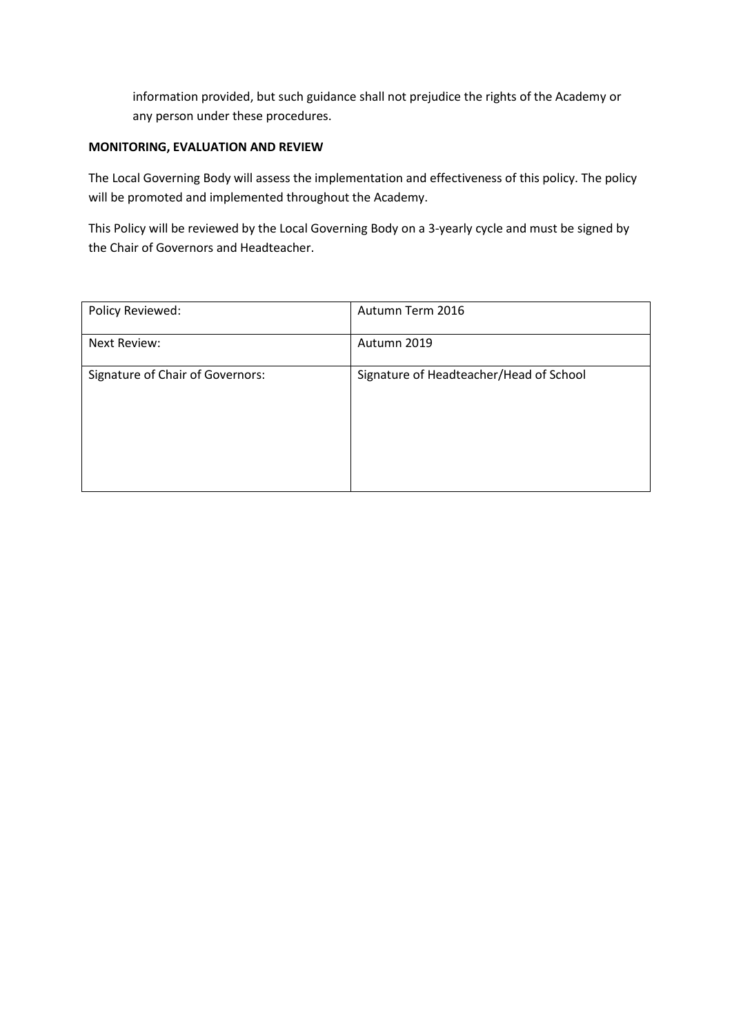information provided, but such guidance shall not prejudice the rights of the Academy or any person under these procedures.

**MONITORING, EVALUATION AND REVIEW**

The Local Governing Body will assess the implementation and effectiveness of this policy. The policy will be promoted and implemented throughout the Academy.

This Policy will be reviewed by the Local Governing Body on a 3-yearly cycle and must be signed by the Chair of Governors and Headteacher.

| | |
|---|---|
| Policy Reviewed: | Autumn Term 2016 |
| Next Review: | Autumn 2019 |
| Signature of Chair of Governors: | Signature of Headteacher/Head of School |